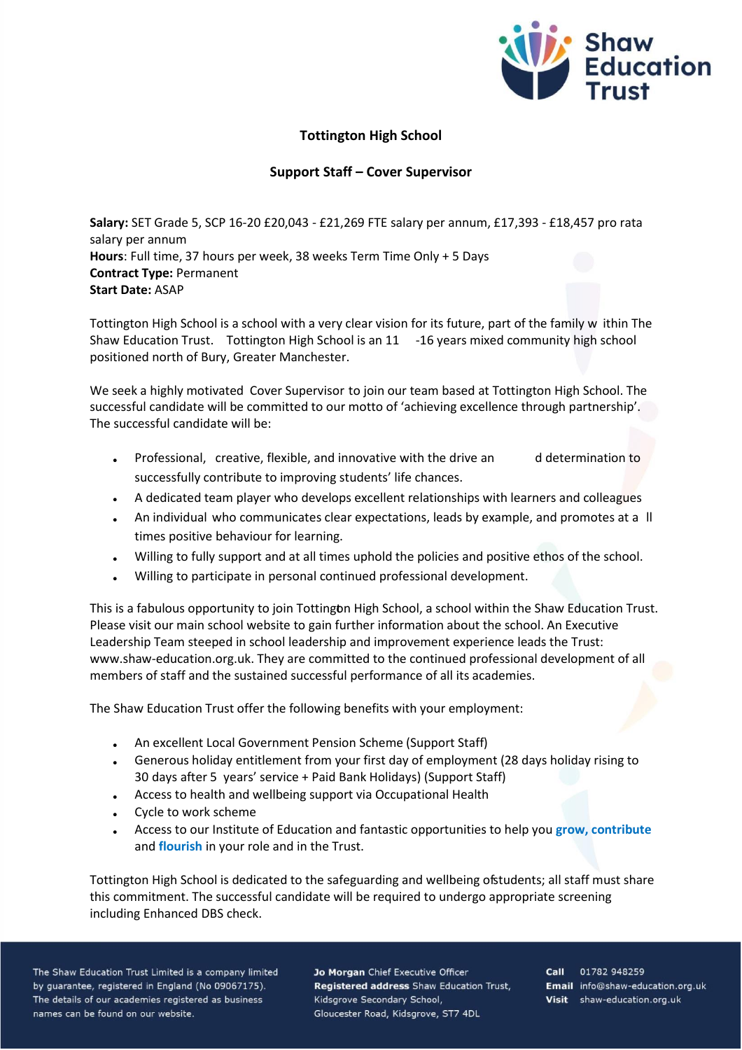# Tottington High School

## Support Staff – Cover Supervisor

**Salary:** SET Grade 5, SCP 16-20 £20,043 - £21,269 FTE salary per annum, £17,393 - £18,457 pro rata salary per annum
**Hours**: Full time, 37 hours per week, 38 weeks Term Time Only + 5 Days
**Contract Type:** Permanent
**Start Date:** ASAP

Tottington High School is a school with a very clear vision for its future, part of the family within The Shaw Education Trust. Tottington High School is an 11 -16 years mixed community high school positioned north of Bury, Greater Manchester.

We seek a highly motivated Cover Supervisor to join our team based at Tottington High School. The successful candidate will be committed to our motto of 'achieving excellence through partnership'. The successful candidate will be:

- Professional, creative, flexible, and innovative with the drive and determination to successfully contribute to improving students' life chances.
- A dedicated team player who develops excellent relationships with learners and colleagues
- An individual who communicates clear expectations, leads by example, and promotes at all times positive behaviour for learning.
- Willing to fully support and at all times uphold the policies and positive ethos of the school.
- Willing to participate in personal continued professional development.

This is a fabulous opportunity to join Tottington High School, a school within the Shaw Education Trust. Please visit our main school website to gain further information about the school. An Executive Leadership Team steeped in school leadership and improvement experience leads the Trust: www.shaw-education.org.uk. They are committed to the continued professional development of all members of staff and the sustained successful performance of all its academies.

The Shaw Education Trust offer the following benefits with your employment:

- An excellent Local Government Pension Scheme (Support Staff)
- Generous holiday entitlement from your first day of employment (28 days holiday rising to 30 days after 5 years' service + Paid Bank Holidays) (Support Staff)
- Access to health and wellbeing support via Occupational Health
- Cycle to work scheme
- Access to our Institute of Education and fantastic opportunities to help you **grow, contribute** and **flourish** in your role and in the Trust.

Tottington High School is dedicated to the safeguarding and wellbeing of students; all staff must share this commitment. The successful candidate will be required to undergo appropriate screening including Enhanced DBS check.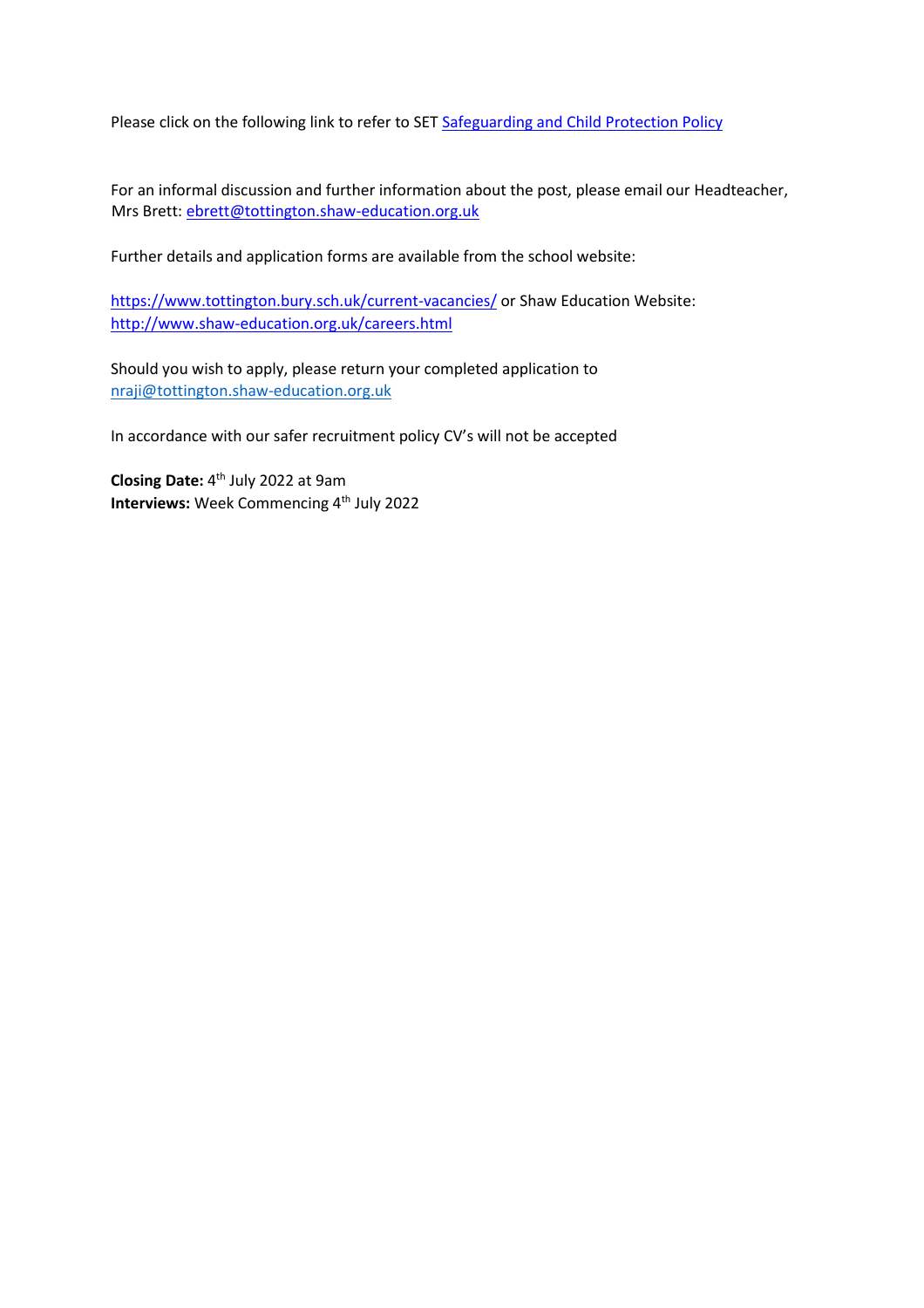Please click on the following link to refer to SET [Safeguarding and Child Protection Policy]

For an informal discussion and further information about the post, please email our Headteacher, Mrs Brett: ebrett@tottington.shaw-education.org.uk

Further details and application forms are available from the school website:

https://www.tottington.bury.sch.uk/current-vacancies/ or Shaw Education Website: http://www.shaw-education.org.uk/careers.html

Should you wish to apply, please return your completed application to nraji@tottington.shaw-education.org.uk

In accordance with our safer recruitment policy CV's will not be accepted

**Closing Date:** 4th July 2022 at 9am
**Interviews:** Week Commencing 4th July 2022